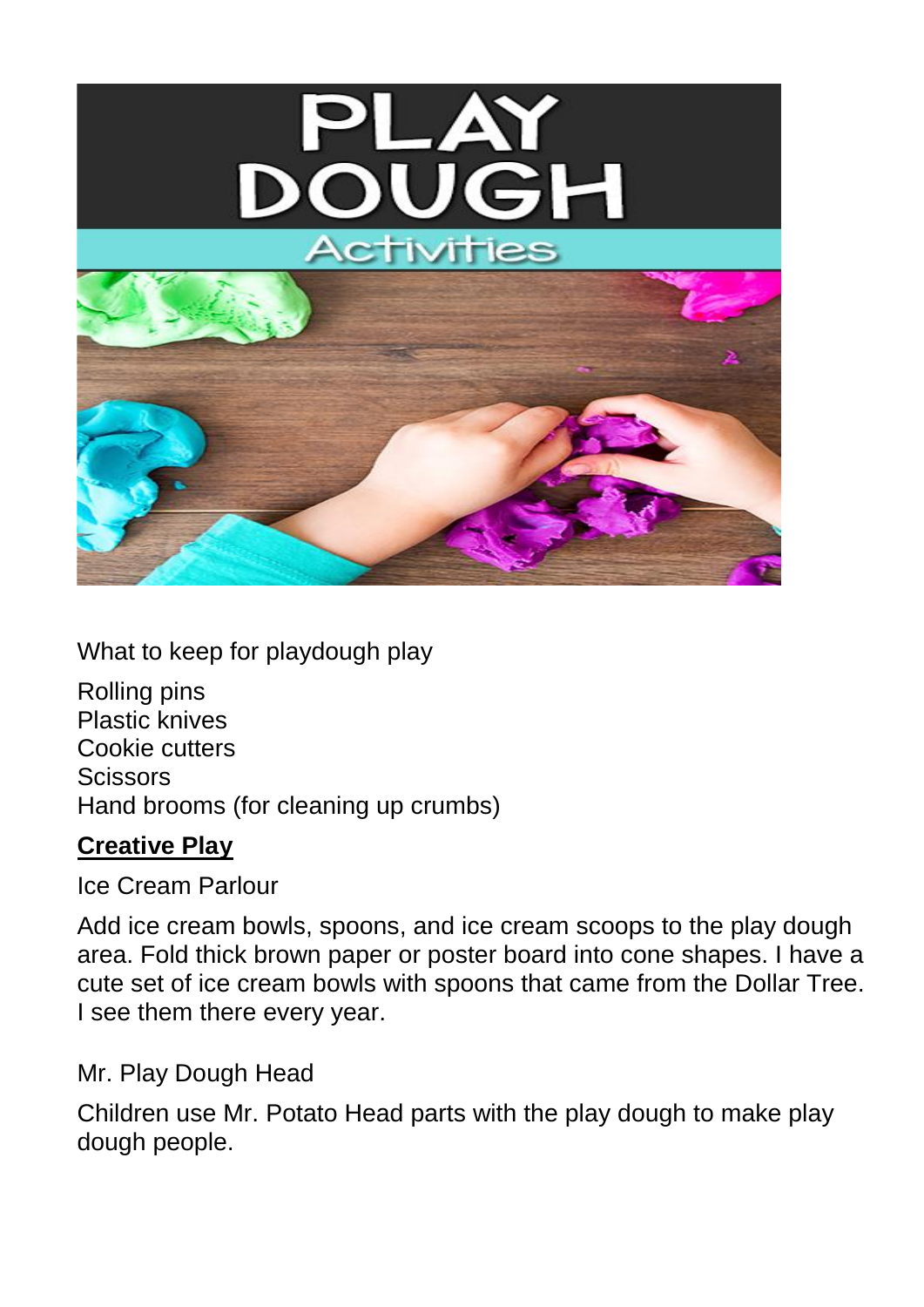What to keep for playdough play

Rolling pins
Plastic knives
Cookie cutters
Scissors
Hand brooms (for cleaning up crumbs)

## **Creative Play**

Ice Cream Parlour

Add ice cream bowls, spoons, and ice cream scoops to the play dough area. Fold thick brown paper or poster board into cone shapes. I have a cute set of ice cream bowls with spoons that came from the Dollar Tree. I see them there every year.

Mr. Play Dough Head

Children use Mr. Potato Head parts with the play dough to make play dough people.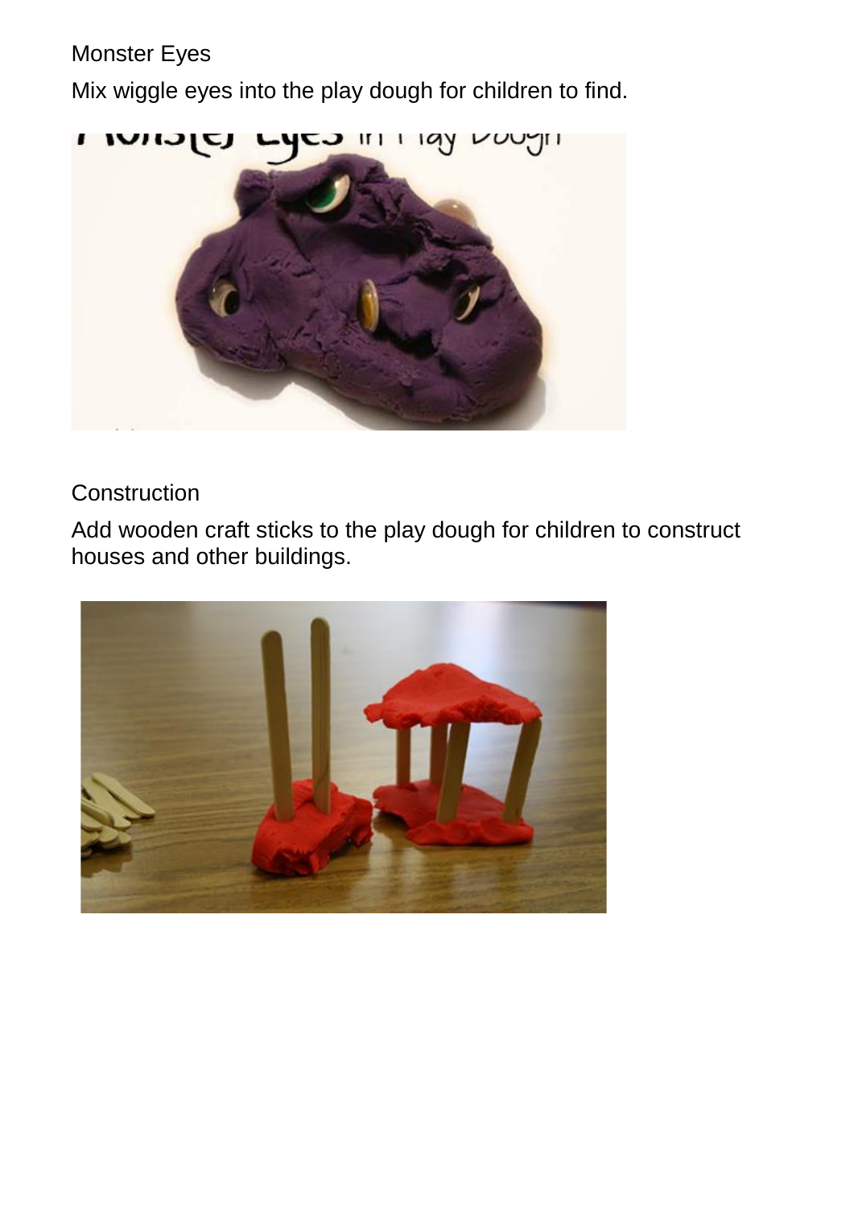Monster Eyes

Mix wiggle eyes into the play dough for children to find.

Construction

Add wooden craft sticks to the play dough for children to construct houses and other buildings.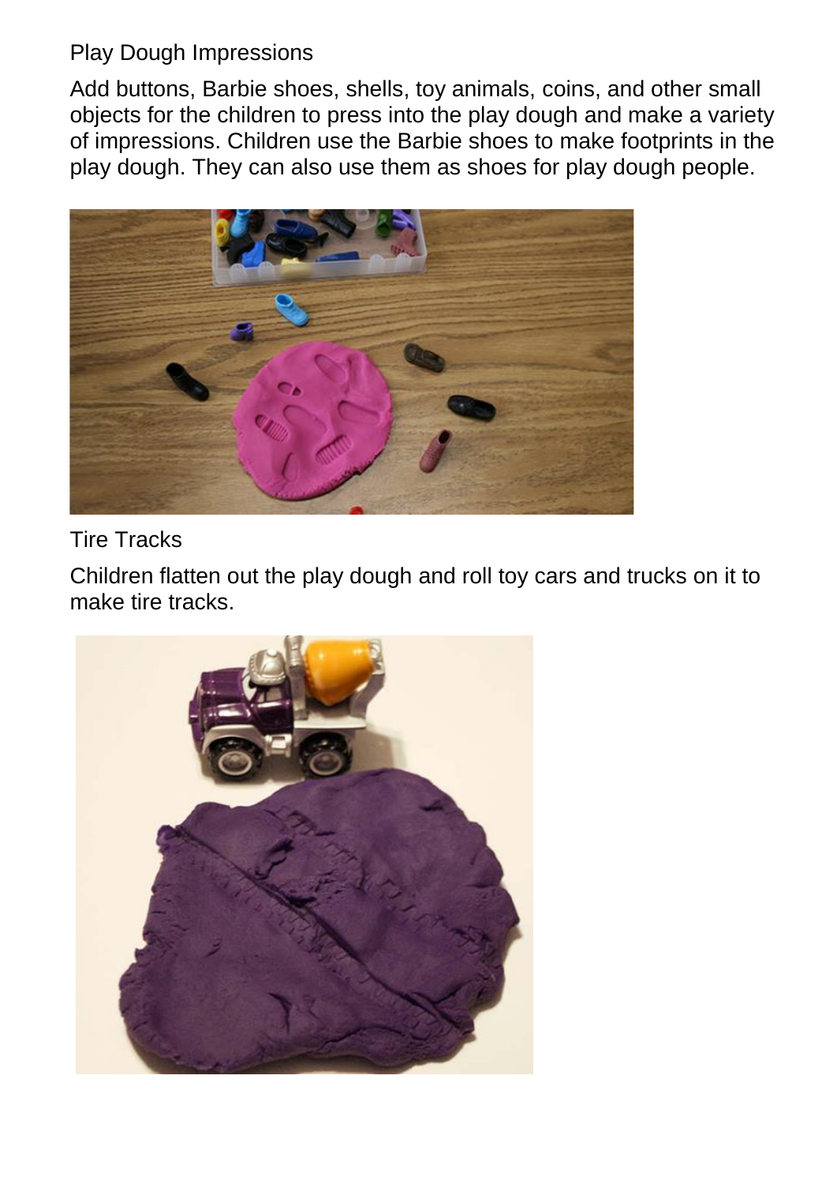## Play Dough Impressions

Add buttons, Barbie shoes, shells, toy animals, coins, and other small objects for the children to press into the play dough and make a variety of impressions. Children use the Barbie shoes to make footprints in the play dough. They can also use them as shoes for play dough people.

## Tire Tracks

Children flatten out the play dough and roll toy cars and trucks on it to make tire tracks.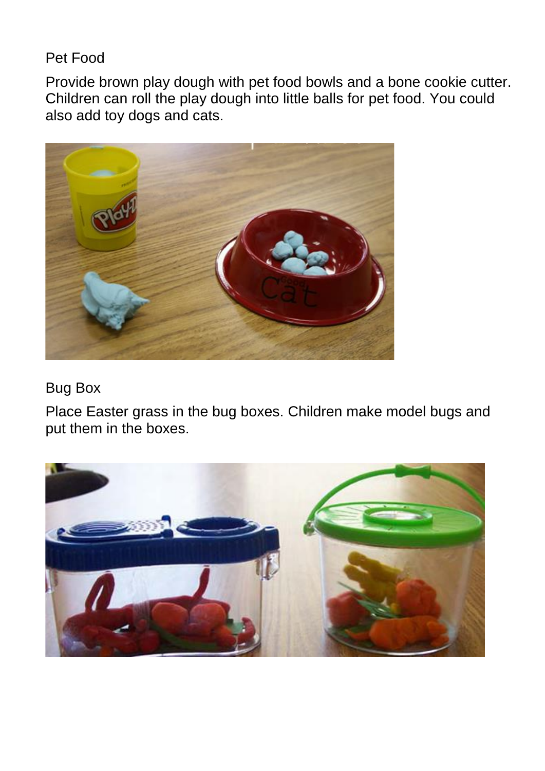Pet Food

Provide brown play dough with pet food bowls and a bone cookie cutter. Children can roll the play dough into little balls for pet food. You could also add toy dogs and cats.

Bug Box

Place Easter grass in the bug boxes. Children make model bugs and put them in the boxes.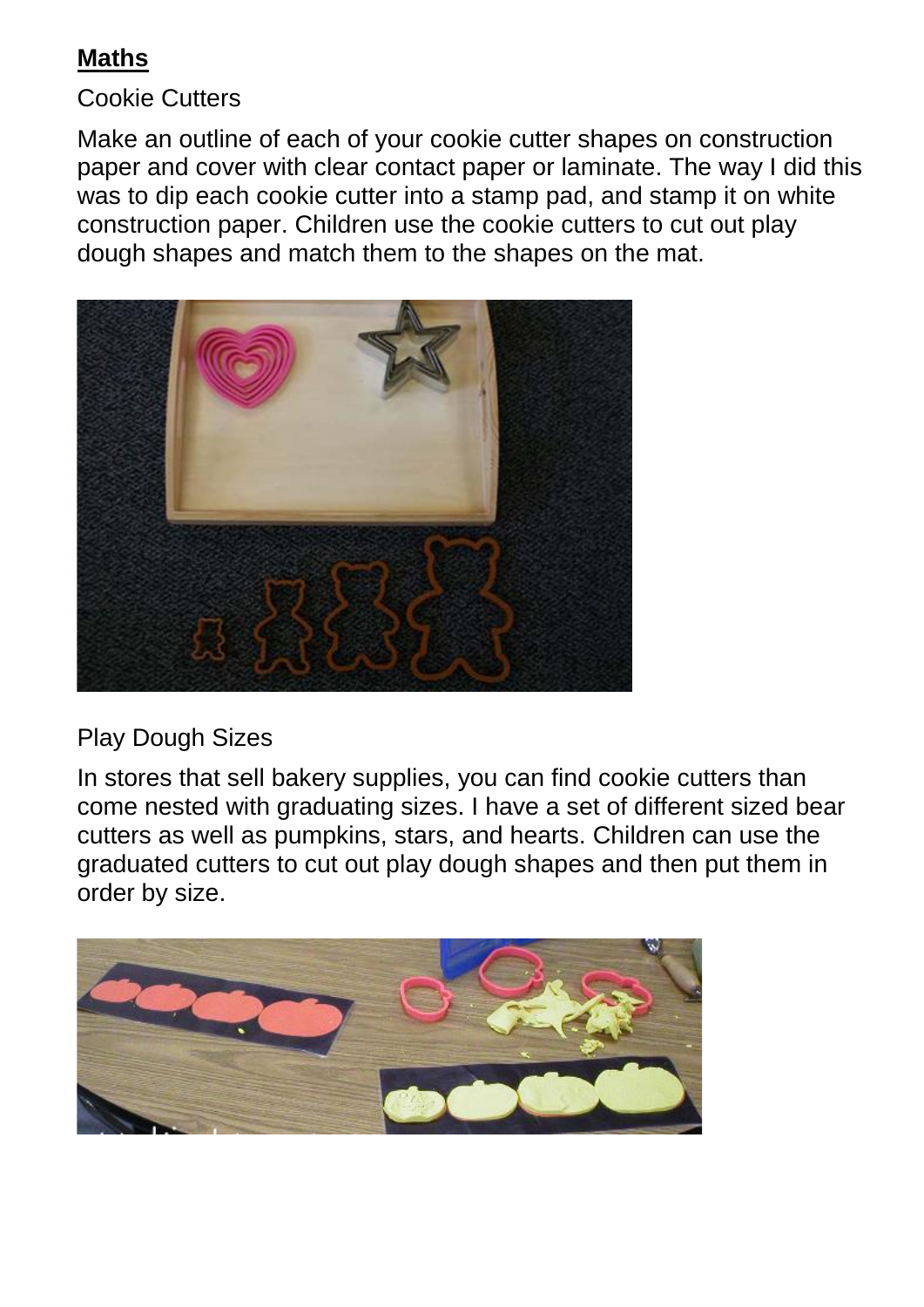**Maths**

Cookie Cutters

Make an outline of each of your cookie cutter shapes on construction paper and cover with clear contact paper or laminate. The way I did this was to dip each cookie cutter into a stamp pad, and stamp it on white construction paper. Children use the cookie cutters to cut out play dough shapes and match them to the shapes on the mat.

Play Dough Sizes

In stores that sell bakery supplies, you can find cookie cutters than come nested with graduating sizes. I have a set of different sized bear cutters as well as pumpkins, stars, and hearts. Children can use the graduated cutters to cut out play dough shapes and then put them in order by size.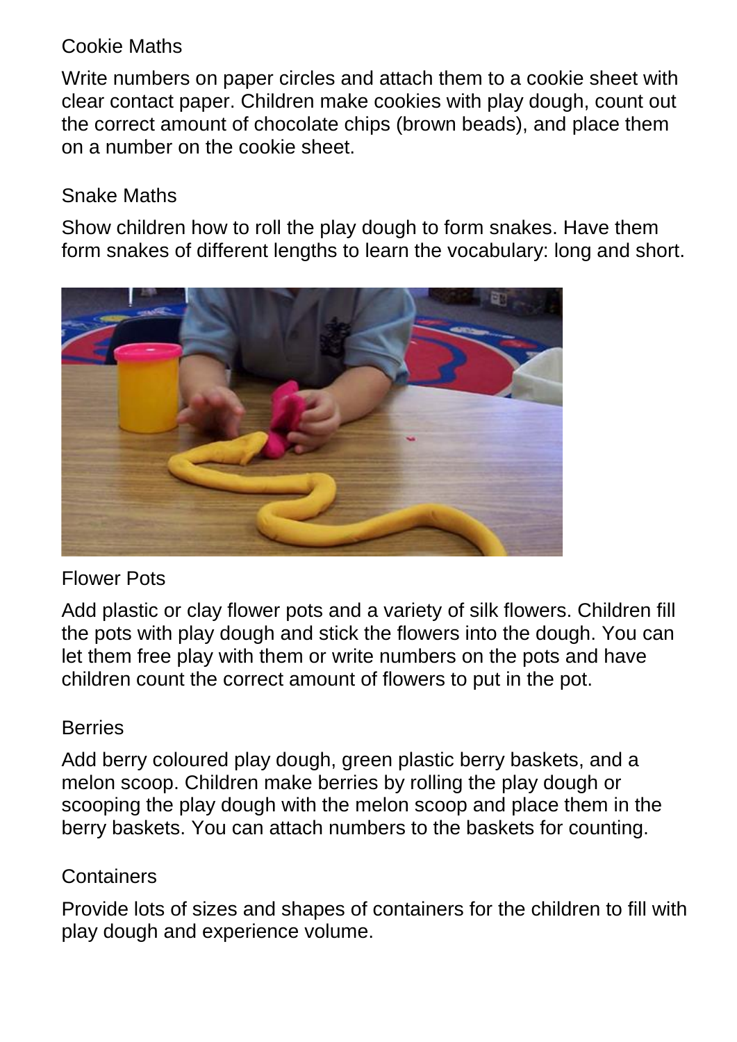## Cookie Maths

Write numbers on paper circles and attach them to a cookie sheet with clear contact paper. Children make cookies with play dough, count out the correct amount of chocolate chips (brown beads), and place them on a number on the cookie sheet.

## Snake Maths

Show children how to roll the play dough to form snakes. Have them form snakes of different lengths to learn the vocabulary: long and short.

## Flower Pots

Add plastic or clay flower pots and a variety of silk flowers. Children fill the pots with play dough and stick the flowers into the dough. You can let them free play with them or write numbers on the pots and have children count the correct amount of flowers to put in the pot.

## Berries

Add berry coloured play dough, green plastic berry baskets, and a melon scoop. Children make berries by rolling the play dough or scooping the play dough with the melon scoop and place them in the berry baskets. You can attach numbers to the baskets for counting.

## Containers

Provide lots of sizes and shapes of containers for the children to fill with play dough and experience volume.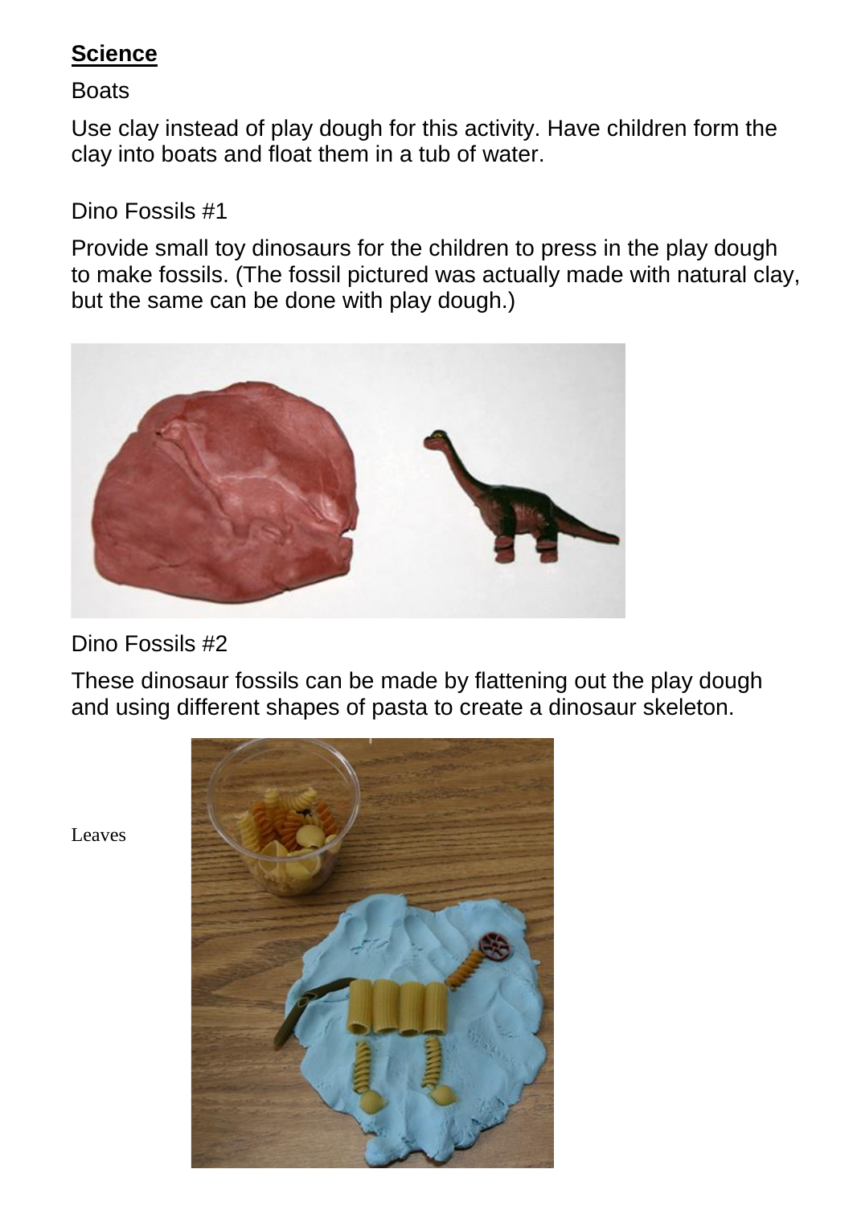**Science**

Boats

Use clay instead of play dough for this activity. Have children form the clay into boats and float them in a tub of water.

Dino Fossils #1

Provide small toy dinosaurs for the children to press in the play dough to make fossils. (The fossil pictured was actually made with natural clay, but the same can be done with play dough.)

Dino Fossils #2

These dinosaur fossils can be made by flattening out the play dough and using different shapes of pasta to create a dinosaur skeleton.

Leaves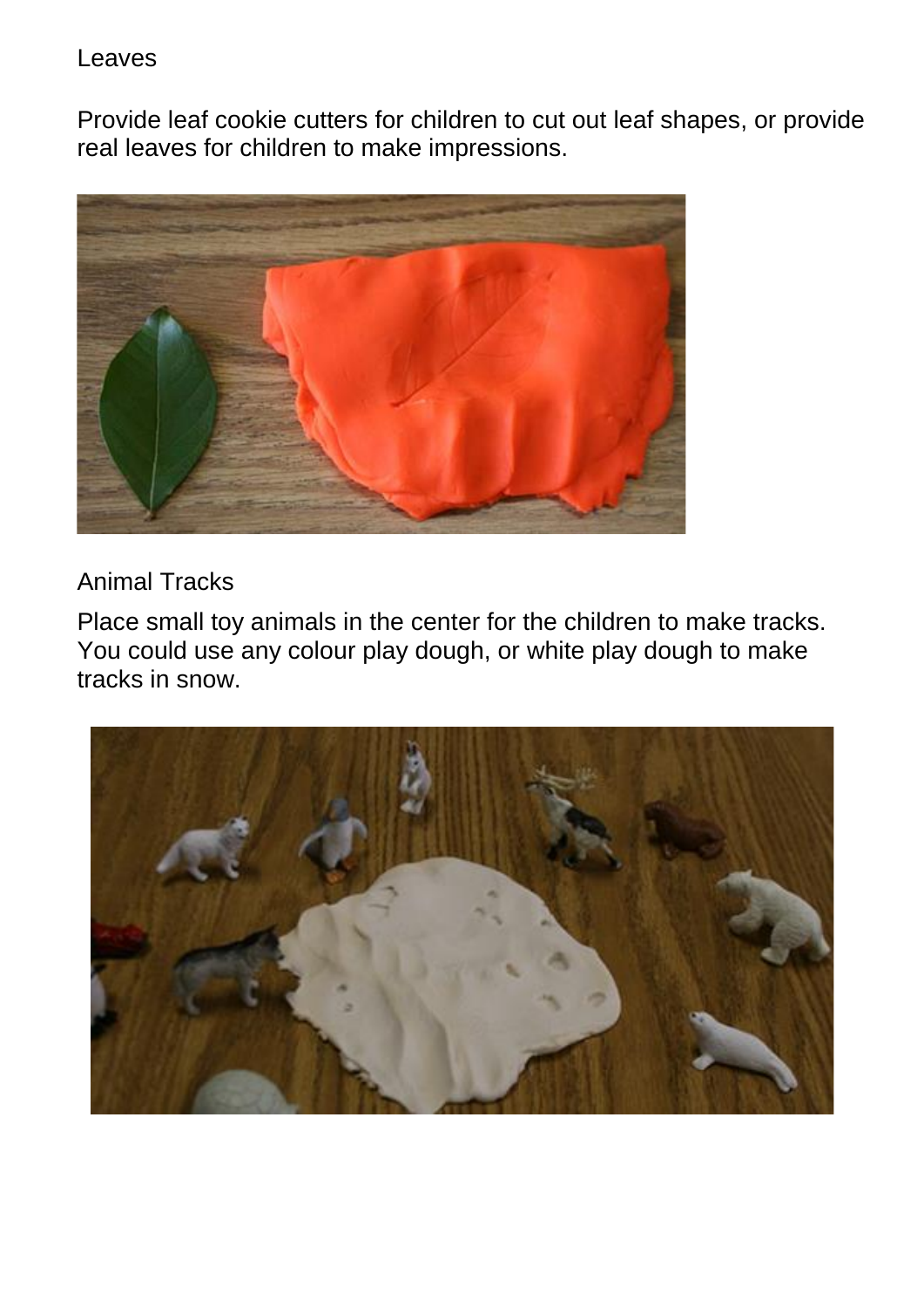## Leaves

Provide leaf cookie cutters for children to cut out leaf shapes, or provide real leaves for children to make impressions.

## Animal Tracks

Place small toy animals in the center for the children to make tracks. You could use any colour play dough, or white play dough to make tracks in snow.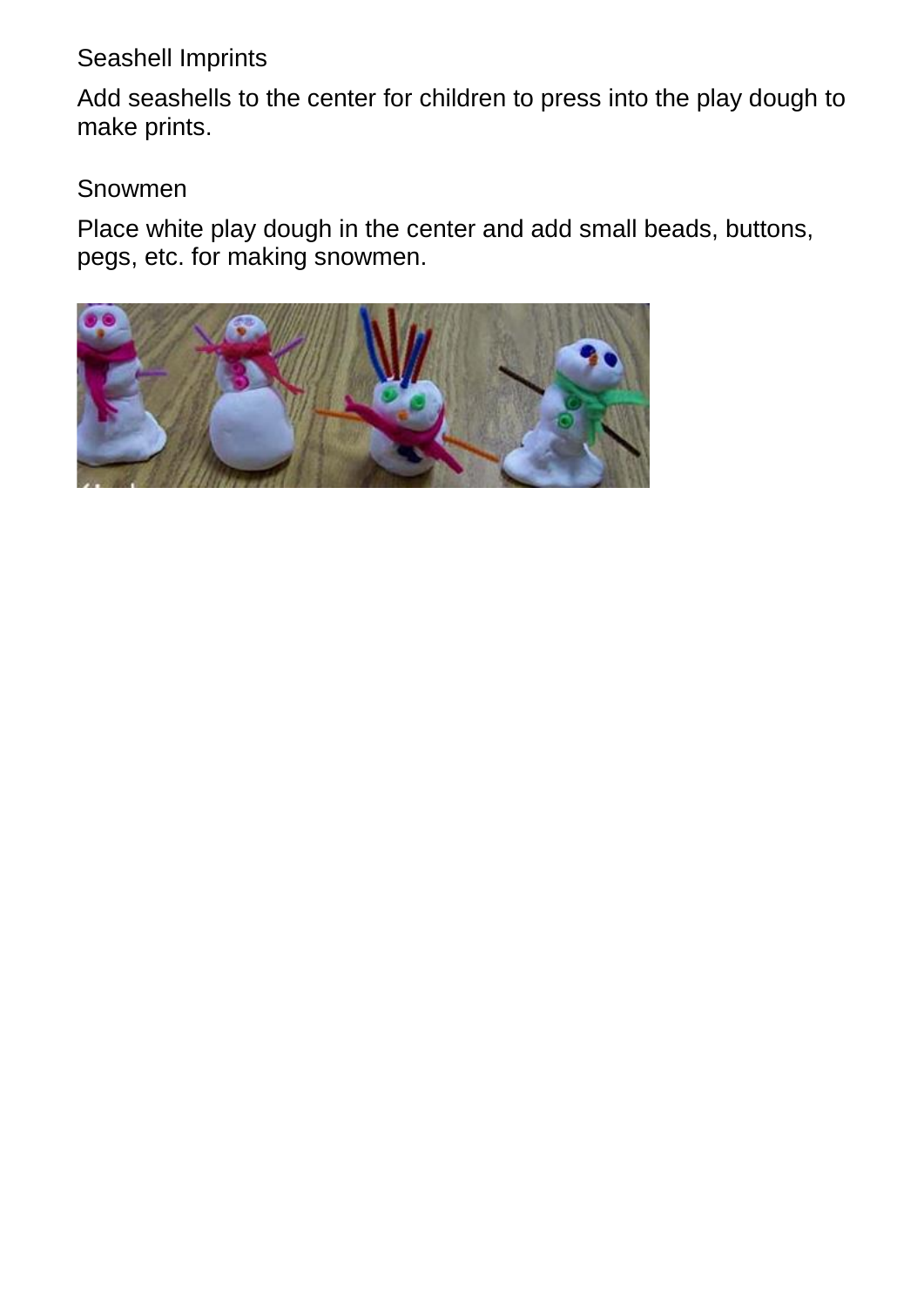Seashell Imprints

Add seashells to the center for children to press into the play dough to make prints.

Snowmen

Place white play dough in the center and add small beads, buttons, pegs, etc. for making snowmen.